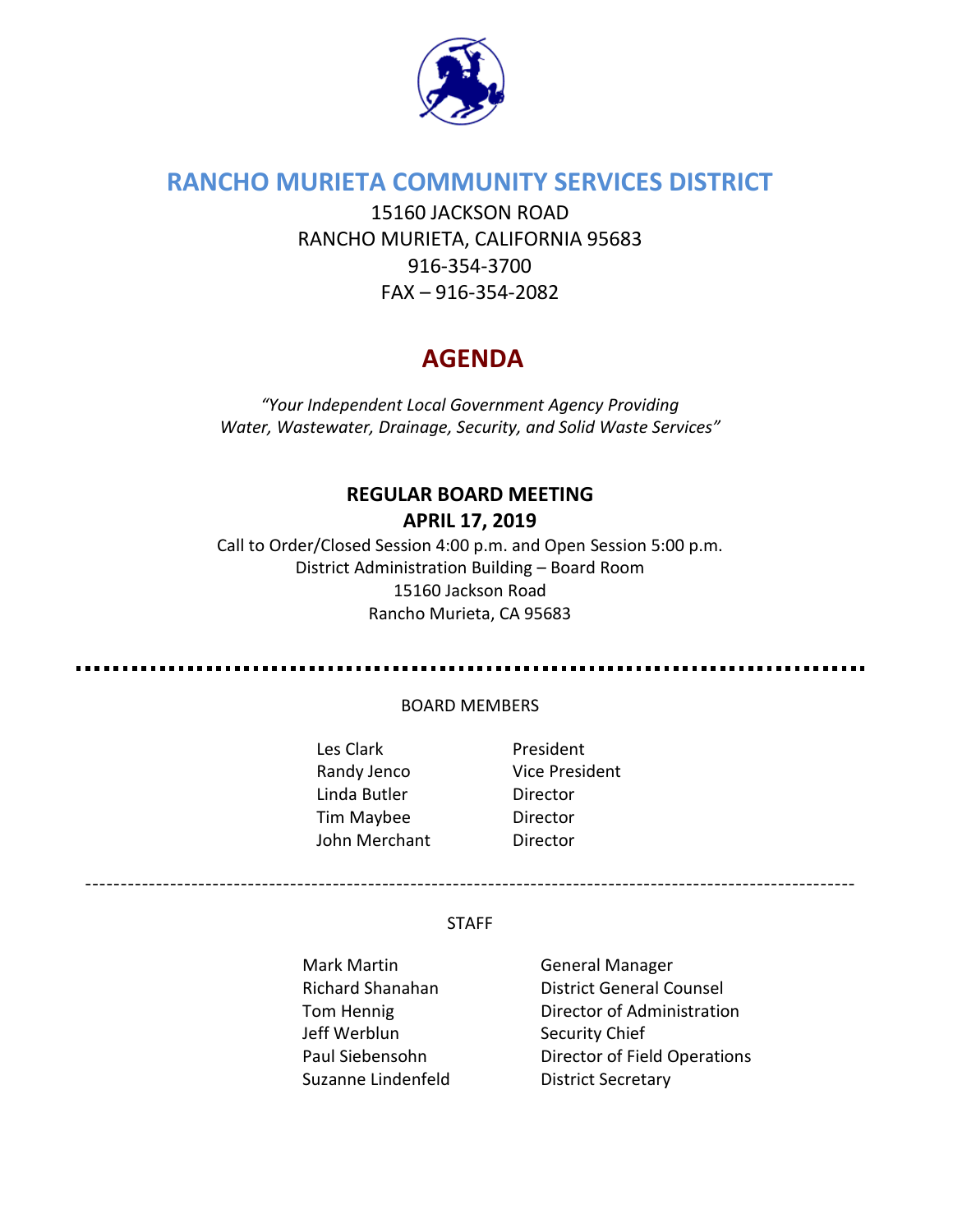# RANCHO MURIETA COMMUNITY SERVICES DISTRICT

15160 JACKSON ROAD
RANCHO MURIETA, CALIFORNIA 95683
916-354-3700
FAX – 916-354-2082

# AGENDA

*"Your Independent Local Government Agency Providing Water, Wastewater, Drainage, Security, and Solid Waste Services"*

**REGULAR BOARD MEETING**
**APRIL 17, 2019**

Call to Order/Closed Session 4:00 p.m. and Open Session 5:00 p.m.
District Administration Building – Board Room
15160 Jackson Road
Rancho Murieta, CA 95683

---

BOARD MEMBERS

| | |
|---|---|
| Les Clark | President |
| Randy Jenco | Vice President |
| Linda Butler | Director |
| Tim Maybee | Director |
| John Merchant | Director |

---

STAFF

| | |
|---|---|
| Mark Martin | General Manager |
| Richard Shanahan | District General Counsel |
| Tom Hennig | Director of Administration |
| Jeff Werblun | Security Chief |
| Paul Siebensohn | Director of Field Operations |
| Suzanne Lindenfeld | District Secretary |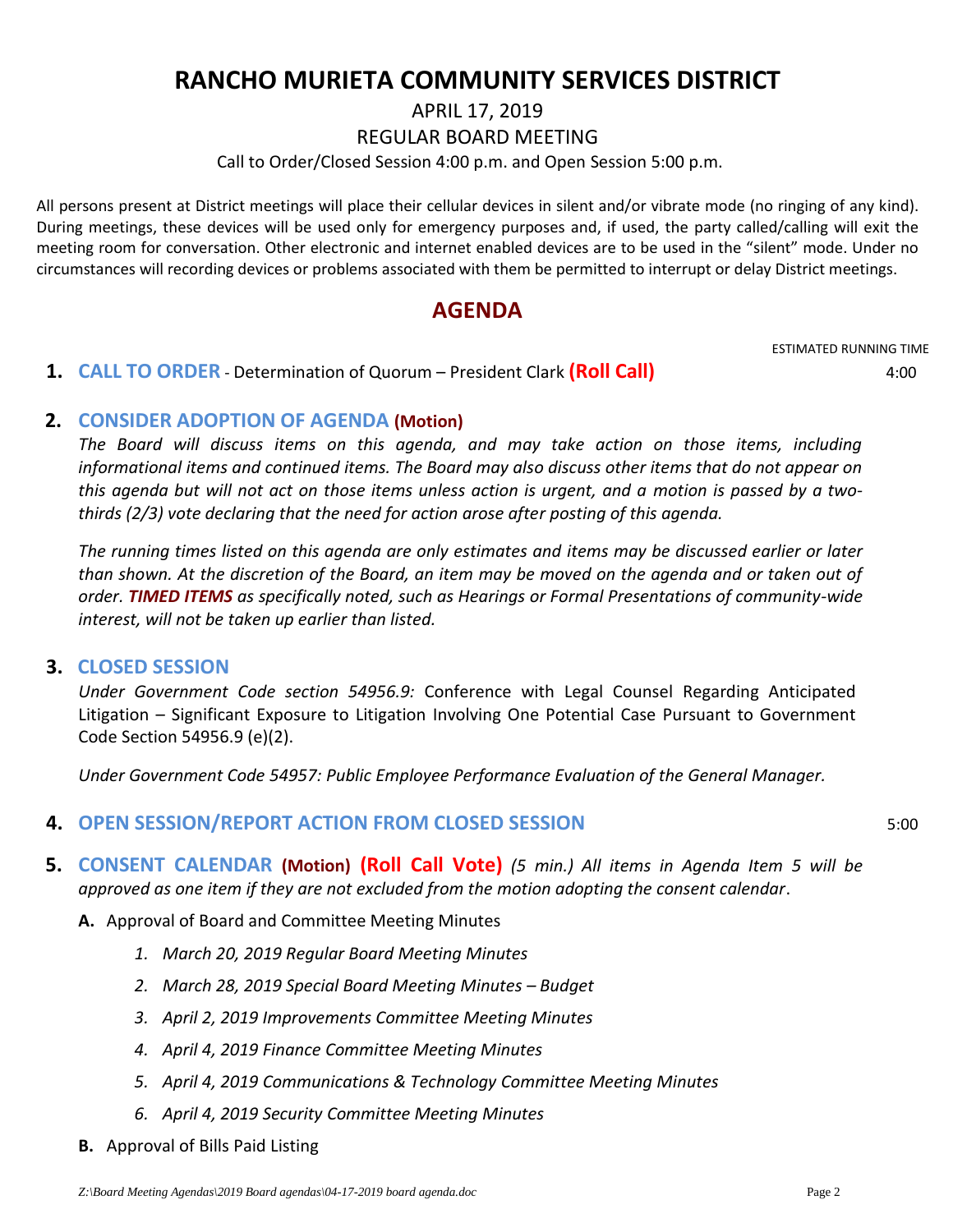# RANCHO MURIETA COMMUNITY SERVICES DISTRICT

APRIL 17, 2019

REGULAR BOARD MEETING

Call to Order/Closed Session 4:00 p.m. and Open Session 5:00 p.m.

All persons present at District meetings will place their cellular devices in silent and/or vibrate mode (no ringing of any kind). During meetings, these devices will be used only for emergency purposes and, if used, the party called/calling will exit the meeting room for conversation. Other electronic and internet enabled devices are to be used in the "silent" mode. Under no circumstances will recording devices or problems associated with them be permitted to interrupt or delay District meetings.

## AGENDA

ESTIMATED RUNNING TIME

**1. CALL TO ORDER** - Determination of Quorum – President Clark **(Roll Call)** 4:00

**2. CONSIDER ADOPTION OF AGENDA (Motion)**

*The Board will discuss items on this agenda, and may take action on those items, including informational items and continued items. The Board may also discuss other items that do not appear on this agenda but will not act on those items unless action is urgent, and a motion is passed by a two-thirds (2/3) vote declaring that the need for action arose after posting of this agenda.*

*The running times listed on this agenda are only estimates and items may be discussed earlier or later than shown. At the discretion of the Board, an item may be moved on the agenda and or taken out of order. **TIMED ITEMS** as specifically noted, such as Hearings or Formal Presentations of community-wide interest, will not be taken up earlier than listed.*

**3. CLOSED SESSION**

*Under Government Code section 54956.9:* Conference with Legal Counsel Regarding Anticipated Litigation – Significant Exposure to Litigation Involving One Potential Case Pursuant to Government Code Section 54956.9 (e)(2).

*Under Government Code 54957: Public Employee Performance Evaluation of the General Manager.*

**4. OPEN SESSION/REPORT ACTION FROM CLOSED SESSION** 5:00

**5. CONSENT CALENDAR (Motion) (Roll Call Vote)** *(5 min.) All items in Agenda Item 5 will be approved as one item if they are not excluded from the motion adopting the consent calendar*.

**A.** Approval of Board and Committee Meeting Minutes

1. *March 20, 2019 Regular Board Meeting Minutes*
2. *March 28, 2019 Special Board Meeting Minutes – Budget*
3. *April 2, 2019 Improvements Committee Meeting Minutes*
4. *April 4, 2019 Finance Committee Meeting Minutes*
5. *April 4, 2019 Communications & Technology Committee Meeting Minutes*
6. *April 4, 2019 Security Committee Meeting Minutes*

**B.** Approval of Bills Paid Listing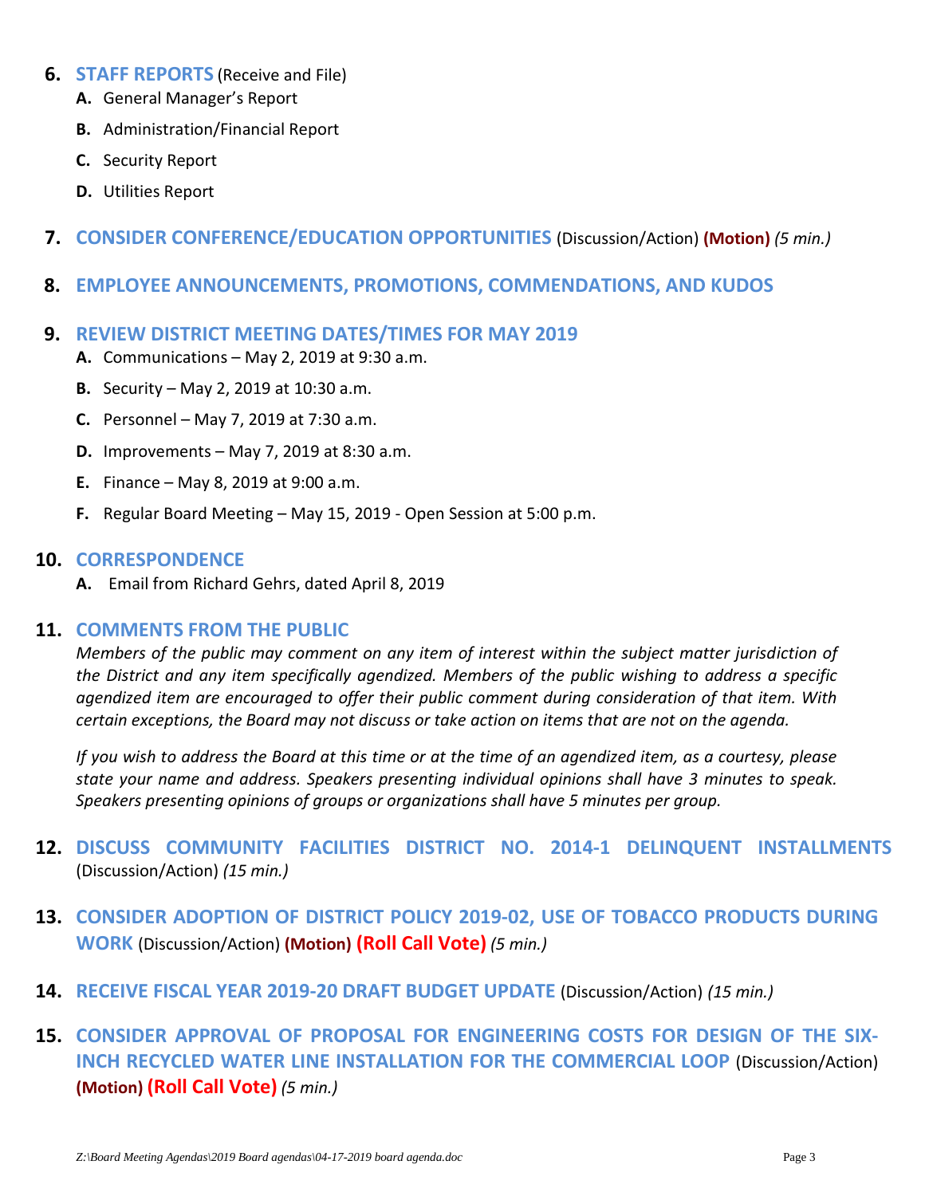6. **STAFF REPORTS** (Receive and File)
   - **A.** General Manager's Report
   - **B.** Administration/Financial Report
   - **C.** Security Report
   - **D.** Utilities Report

7. **CONSIDER CONFERENCE/EDUCATION OPPORTUNITIES** (Discussion/Action) **(Motion)** *(5 min.)*

8. **EMPLOYEE ANNOUNCEMENTS, PROMOTIONS, COMMENDATIONS, AND KUDOS**

9. **REVIEW DISTRICT MEETING DATES/TIMES FOR MAY 2019**
   - **A.** Communications – May 2, 2019 at 9:30 a.m.
   - **B.** Security – May 2, 2019 at 10:30 a.m.
   - **C.** Personnel – May 7, 2019 at 7:30 a.m.
   - **D.** Improvements – May 7, 2019 at 8:30 a.m.
   - **E.** Finance – May 8, 2019 at 9:00 a.m.
   - **F.** Regular Board Meeting – May 15, 2019 - Open Session at 5:00 p.m.

10. **CORRESPONDENCE**
    - **A.** Email from Richard Gehrs, dated April 8, 2019

11. **COMMENTS FROM THE PUBLIC**

    *Members of the public may comment on any item of interest within the subject matter jurisdiction of the District and any item specifically agendized. Members of the public wishing to address a specific agendized item are encouraged to offer their public comment during consideration of that item. With certain exceptions, the Board may not discuss or take action on items that are not on the agenda.*

    *If you wish to address the Board at this time or at the time of an agendized item, as a courtesy, please state your name and address. Speakers presenting individual opinions shall have 3 minutes to speak. Speakers presenting opinions of groups or organizations shall have 5 minutes per group.*

12. **DISCUSS COMMUNITY FACILITIES DISTRICT NO. 2014-1 DELINQUENT INSTALLMENTS** (Discussion/Action) *(15 min.)*

13. **CONSIDER ADOPTION OF DISTRICT POLICY 2019-02, USE OF TOBACCO PRODUCTS DURING WORK** (Discussion/Action) **(Motion)** **(Roll Call Vote)** *(5 min.)*

14. **RECEIVE FISCAL YEAR 2019-20 DRAFT BUDGET UPDATE** (Discussion/Action) *(15 min.)*

15. **CONSIDER APPROVAL OF PROPOSAL FOR ENGINEERING COSTS FOR DESIGN OF THE SIX-INCH RECYCLED WATER LINE INSTALLATION FOR THE COMMERCIAL LOOP** (Discussion/Action) **(Motion)** **(Roll Call Vote)** *(5 min.)*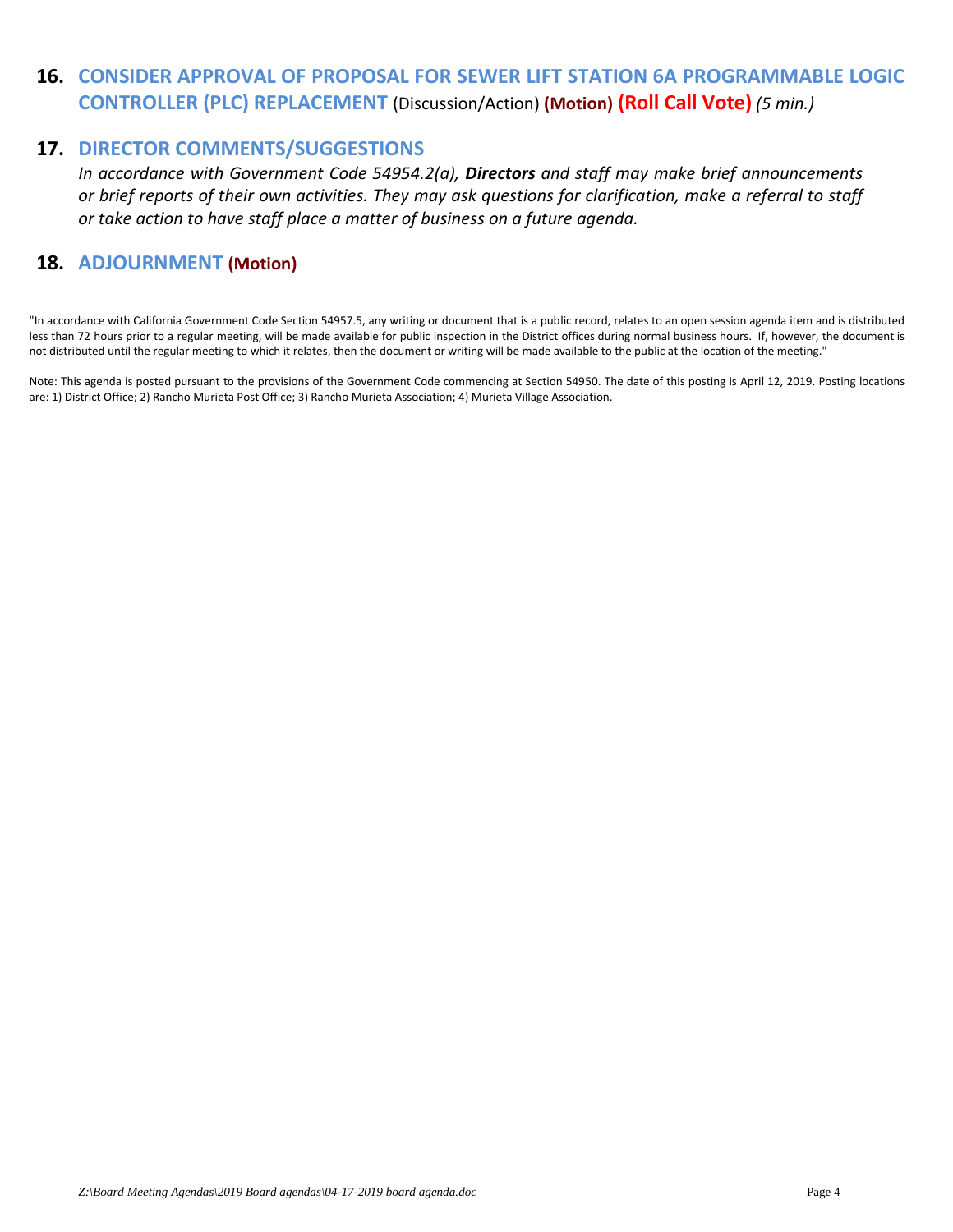## 16. CONSIDER APPROVAL OF PROPOSAL FOR SEWER LIFT STATION 6A PROGRAMMABLE LOGIC CONTROLLER (PLC) REPLACEMENT (Discussion/Action) **(Motion)** **(Roll Call Vote)** *(5 min.)*

## 17. DIRECTOR COMMENTS/SUGGESTIONS

*In accordance with Government Code 54954.2(a), **Directors** and staff may make brief announcements or brief reports of their own activities. They may ask questions for clarification, make a referral to staff or take action to have staff place a matter of business on a future agenda.*

## 18. ADJOURNMENT **(Motion)**

"In accordance with California Government Code Section 54957.5, any writing or document that is a public record, relates to an open session agenda item and is distributed less than 72 hours prior to a regular meeting, will be made available for public inspection in the District offices during normal business hours. If, however, the document is not distributed until the regular meeting to which it relates, then the document or writing will be made available to the public at the location of the meeting."

Note: This agenda is posted pursuant to the provisions of the Government Code commencing at Section 54950. The date of this posting is April 12, 2019. Posting locations are: 1) District Office; 2) Rancho Murieta Post Office; 3) Rancho Murieta Association; 4) Murieta Village Association.